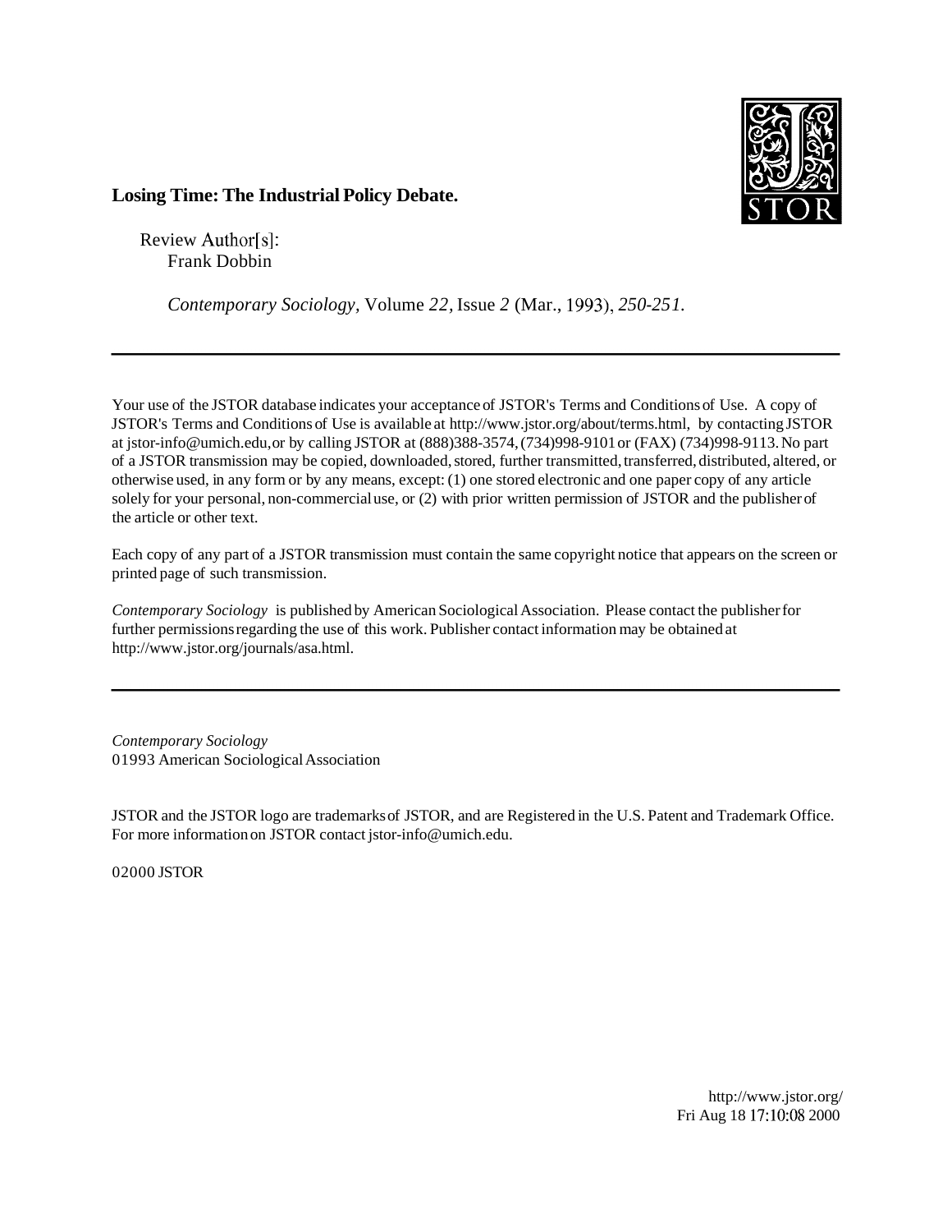**Losing Time: The Industrial Policy Debate.**

Review Author[s]:
Frank Dobbin

*Contemporary Sociology,* Volume *22,* Issue *2* (Mar., 1993), *250-251.*

---

Your use of the JSTOR database indicates your acceptance of JSTOR's Terms and Conditions of Use. A copy of JSTOR's Terms and Conditions of Use is available at http://www.jstor.org/about/terms.html, by contacting JSTOR at jstor-info@umich.edu, or by calling JSTOR at (888)388-3574, (734)998-9101 or (FAX) (734)998-9113. No part of a JSTOR transmission may be copied, downloaded, stored, further transmitted, transferred, distributed, altered, or otherwise used, in any form or by any means, except: (1) one stored electronic and one paper copy of any article solely for your personal, non-commercial use, or (2) with prior written permission of JSTOR and the publisher of the article or other text.

Each copy of any part of a JSTOR transmission must contain the same copyright notice that appears on the screen or printed page of such transmission.

*Contemporary Sociology* is published by American Sociological Association. Please contact the publisher for further permissions regarding the use of this work. Publisher contact information may be obtained at http://www.jstor.org/journals/asa.html.

---

*Contemporary Sociology*
01993 American Sociological Association

JSTOR and the JSTOR logo are trademarks of JSTOR, and are Registered in the U.S. Patent and Trademark Office. For more information on JSTOR contact jstor-info@umich.edu.

02000 JSTOR

http://www.jstor.org/
Fri Aug 18 17:10:08 2000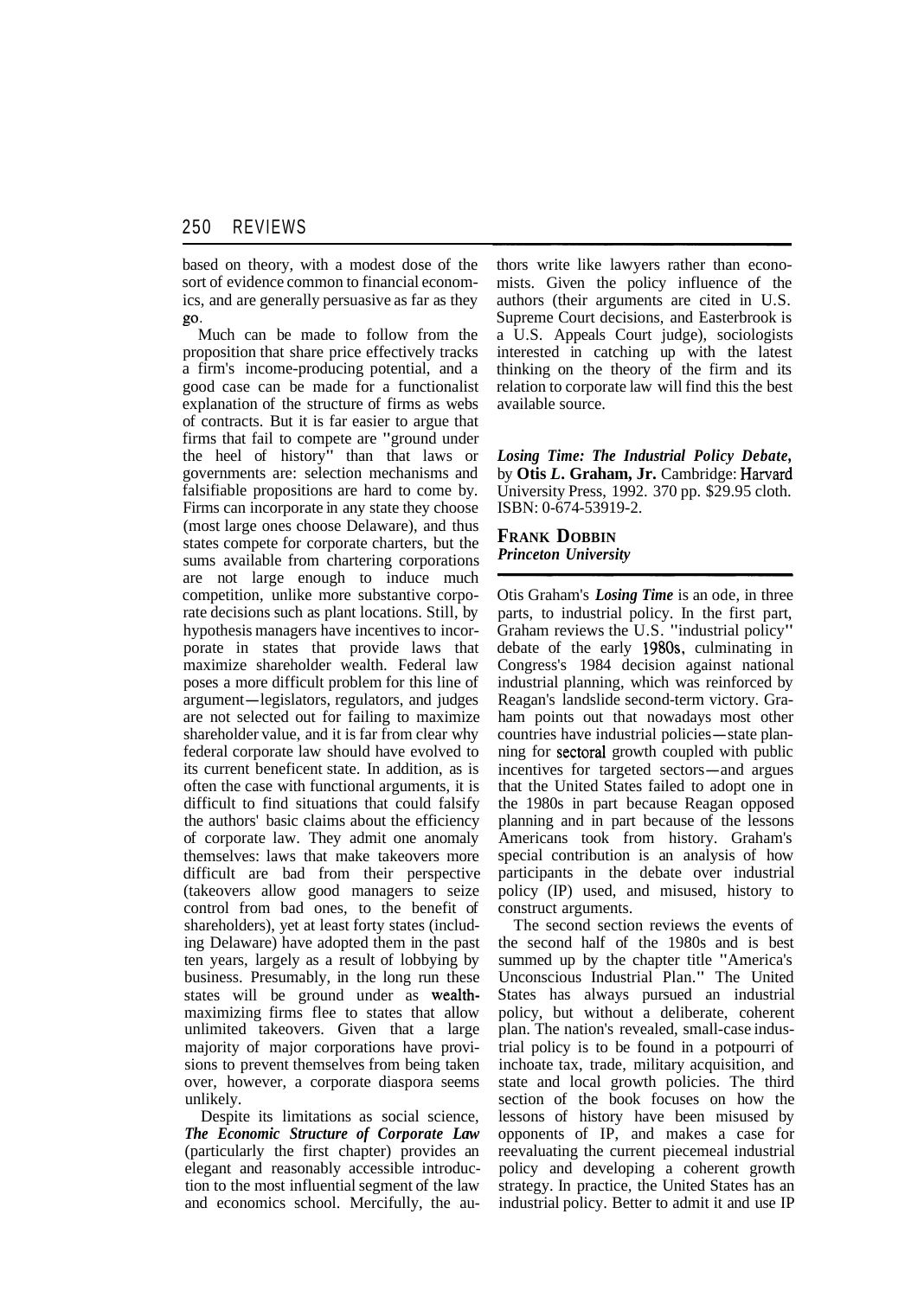based on theory, with a modest dose of the sort of evidence common to financial economics, and are generally persuasive as far as they go.

Much can be made to follow from the proposition that share price effectively tracks a firm's income-producing potential, and a good case can be made for a functionalist explanation of the structure of firms as webs of contracts. But it is far easier to argue that firms that fail to compete are "ground under the heel of history" than that laws or governments are: selection mechanisms and falsifiable propositions are hard to come by. Firms can incorporate in any state they choose (most large ones choose Delaware), and thus states compete for corporate charters, but the sums available from chartering corporations are not large enough to induce much competition, unlike more substantive corporate decisions such as plant locations. Still, by hypothesis managers have incentives to incorporate in states that provide laws that maximize shareholder wealth. Federal law poses a more difficult problem for this line of argument—legislators, regulators, and judges are not selected out for failing to maximize shareholder value, and it is far from clear why federal corporate law should have evolved to its current beneficent state. In addition, as is often the case with functional arguments, it is difficult to find situations that could falsify the authors' basic claims about the efficiency of corporate law. They admit one anomaly themselves: laws that make takeovers more difficult are bad from their perspective (takeovers allow good managers to seize control from bad ones, to the benefit of shareholders), yet at least forty states (including Delaware) have adopted them in the past ten years, largely as a result of lobbying by business. Presumably, in the long run these states will be ground under as wealth-maximizing firms flee to states that allow unlimited takeovers. Given that a large majority of major corporations have provisions to prevent themselves from being taken over, however, a corporate diaspora seems unlikely.

Despite its limitations as social science, ***The Economic Structure of Corporate Law*** (particularly the first chapter) provides an elegant and reasonably accessible introduction to the most influential segment of the law and economics school. Mercifully, the authors write like lawyers rather than economists. Given the policy influence of the authors (their arguments are cited in U.S. Supreme Court decisions, and Easterbrook is a U.S. Appeals Court judge), sociologists interested in catching up with the latest thinking on the theory of the firm and its relation to corporate law will find this the best available source.

***Losing Time: The Industrial Policy Debate***, by **Otis L. Graham, Jr.** Cambridge: Harvard University Press, 1992. 370 pp. $29.95 cloth. ISBN: 0-674-53919-2.

**FRANK DOBBIN**
*Princeton University*

Otis Graham's ***Losing Time*** is an ode, in three parts, to industrial policy. In the first part, Graham reviews the U.S. "industrial policy" debate of the early 1980s, culminating in Congress's 1984 decision against national industrial planning, which was reinforced by Reagan's landslide second-term victory. Graham points out that nowadays most other countries have industrial policies—state planning for sectoral growth coupled with public incentives for targeted sectors—and argues that the United States failed to adopt one in the 1980s in part because Reagan opposed planning and in part because of the lessons Americans took from history. Graham's special contribution is an analysis of how participants in the debate over industrial policy (IP) used, and misused, history to construct arguments.

The second section reviews the events of the second half of the 1980s and is best summed up by the chapter title "America's Unconscious Industrial Plan." The United States has always pursued an industrial policy, but without a deliberate, coherent plan. The nation's revealed, small-case industrial policy is to be found in a potpourri of inchoate tax, trade, military acquisition, and state and local growth policies. The third section of the book focuses on how the lessons of history have been misused by opponents of IP, and makes a case for reevaluating the current piecemeal industrial policy and developing a coherent growth strategy. In practice, the United States has an industrial policy. Better to admit it and use IP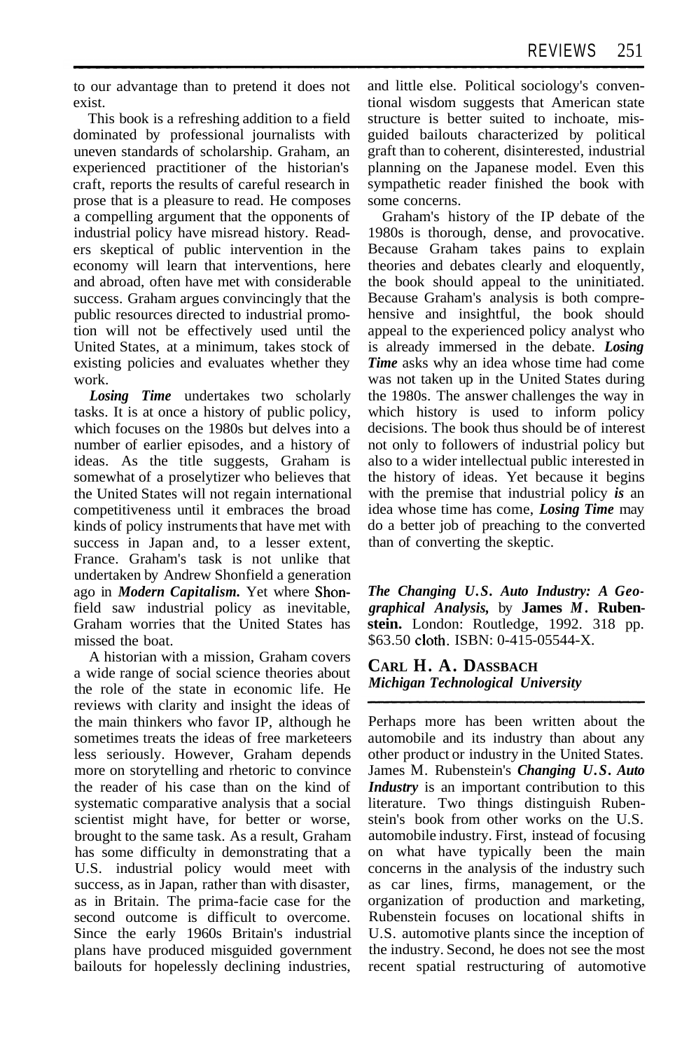to our advantage than to pretend it does not exist.

This book is a refreshing addition to a field dominated by professional journalists with uneven standards of scholarship. Graham, an experienced practitioner of the historian's craft, reports the results of careful research in prose that is a pleasure to read. He composes a compelling argument that the opponents of industrial policy have misread history. Readers skeptical of public intervention in the economy will learn that interventions, here and abroad, often have met with considerable success. Graham argues convincingly that the public resources directed to industrial promotion will not be effectively used until the United States, at a minimum, takes stock of existing policies and evaluates whether they work.

***Losing Time*** undertakes two scholarly tasks. It is at once a history of public policy, which focuses on the 1980s but delves into a number of earlier episodes, and a history of ideas. As the title suggests, Graham is somewhat of a proselytizer who believes that the United States will not regain international competitiveness until it embraces the broad kinds of policy instruments that have met with success in Japan and, to a lesser extent, France. Graham's task is not unlike that undertaken by Andrew Shonfield a generation ago in ***Modern Capitalism.*** Yet where Shonfield saw industrial policy as inevitable, Graham worries that the United States has missed the boat.

A historian with a mission, Graham covers a wide range of social science theories about the role of the state in economic life. He reviews with clarity and insight the ideas of the main thinkers who favor IP, although he sometimes treats the ideas of free marketeers less seriously. However, Graham depends more on storytelling and rhetoric to convince the reader of his case than on the kind of systematic comparative analysis that a social scientist might have, for better or worse, brought to the same task. As a result, Graham has some difficulty in demonstrating that a U.S. industrial policy would meet with success, as in Japan, rather than with disaster, as in Britain. The prima-facie case for the second outcome is difficult to overcome. Since the early 1960s Britain's industrial plans have produced misguided government bailouts for hopelessly declining industries, and little else. Political sociology's conventional wisdom suggests that American state structure is better suited to inchoate, misguided bailouts characterized by political graft than to coherent, disinterested, industrial planning on the Japanese model. Even this sympathetic reader finished the book with some concerns.

Graham's history of the IP debate of the 1980s is thorough, dense, and provocative. Because Graham takes pains to explain theories and debates clearly and eloquently, the book should appeal to the uninitiated. Because Graham's analysis is both comprehensive and insightful, the book should appeal to the experienced policy analyst who is already immersed in the debate. ***Losing Time*** asks why an idea whose time had come was not taken up in the United States during the 1980s. The answer challenges the way in which history is used to inform policy decisions. The book thus should be of interest not only to followers of industrial policy but also to a wider intellectual public interested in the history of ideas. Yet because it begins with the premise that industrial policy ***is*** an idea whose time has come, ***Losing Time*** may do a better job of preaching to the converted than of converting the skeptic.

***The Changing U.S. Auto Industry: A Geographical Analysis,*** by **James M. Rubenstein.** London: Routledge, 1992. 318 pp. $63.50 cloth. ISBN: 0-415-05544-X.

**CARL H. A. DASSBACH**
***Michigan Technological University***

Perhaps more has been written about the automobile and its industry than about any other product or industry in the United States. James M. Rubenstein's ***Changing U.S. Auto Industry*** is an important contribution to this literature. Two things distinguish Rubenstein's book from other works on the U.S. automobile industry. First, instead of focusing on what have typically been the main concerns in the analysis of the industry such as car lines, firms, management, or the organization of production and marketing, Rubenstein focuses on locational shifts in U.S. automotive plants since the inception of the industry. Second, he does not see the most recent spatial restructuring of automotive